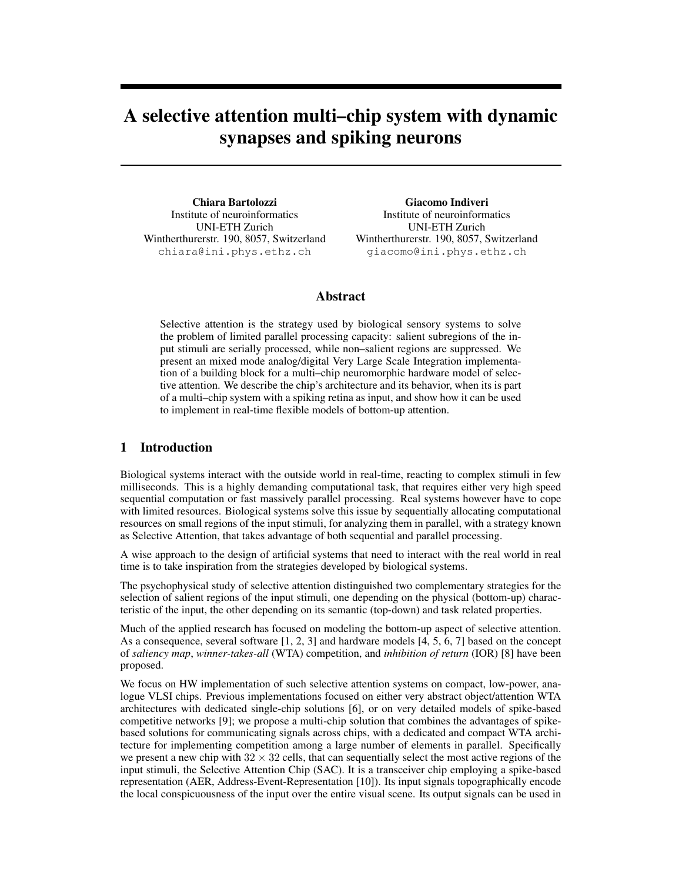# A selective attention multi–chip system with dynamic synapses and spiking neurons

**Chiara Bartolozzi**
Institute of neuroinformatics
UNI-ETH Zurich
Wintherthurerstr. 190, 8057, Switzerland
chiara@ini.phys.ethz.ch

**Giacomo Indiveri**
Institute of neuroinformatics
UNI-ETH Zurich
Wintherthurerstr. 190, 8057, Switzerland
giacomo@ini.phys.ethz.ch

## Abstract

Selective attention is the strategy used by biological sensory systems to solve the problem of limited parallel processing capacity: salient subregions of the input stimuli are serially processed, while non–salient regions are suppressed. We present an mixed mode analog/digital Very Large Scale Integration implementation of a building block for a multi–chip neuromorphic hardware model of selective attention. We describe the chip's architecture and its behavior, when its is part of a multi–chip system with a spiking retina as input, and show how it can be used to implement in real-time flexible models of bottom-up attention.

## 1 Introduction

Biological systems interact with the outside world in real-time, reacting to complex stimuli in few milliseconds. This is a highly demanding computational task, that requires either very high speed sequential computation or fast massively parallel processing. Real systems however have to cope with limited resources. Biological systems solve this issue by sequentially allocating computational resources on small regions of the input stimuli, for analyzing them in parallel, with a strategy known as Selective Attention, that takes advantage of both sequential and parallel processing.

A wise approach to the design of artificial systems that need to interact with the real world in real time is to take inspiration from the strategies developed by biological systems.

The psychophysical study of selective attention distinguished two complementary strategies for the selection of salient regions of the input stimuli, one depending on the physical (bottom-up) characteristic of the input, the other depending on its semantic (top-down) and task related properties.

Much of the applied research has focused on modeling the bottom-up aspect of selective attention. As a consequence, several software [1, 2, 3] and hardware models [4, 5, 6, 7] based on the concept of *saliency map*, *winner-takes-all* (WTA) competition, and *inhibition of return* (IOR) [8] have been proposed.

We focus on HW implementation of such selective attention systems on compact, low-power, analogue VLSI chips. Previous implementations focused on either very abstract object/attention WTA architectures with dedicated single-chip solutions [6], or on very detailed models of spike-based competitive networks [9]; we propose a multi-chip solution that combines the advantages of spike-based solutions for communicating signals across chips, with a dedicated and compact WTA architecture for implementing competition among a large number of elements in parallel. Specifically we present a new chip with $32 \times 32$ cells, that can sequentially select the most active regions of the input stimuli, the Selective Attention Chip (SAC). It is a transceiver chip employing a spike-based representation (AER, Address-Event-Representation [10]). Its input signals topographically encode the local conspicuousness of the input over the entire visual scene. Its output signals can be used in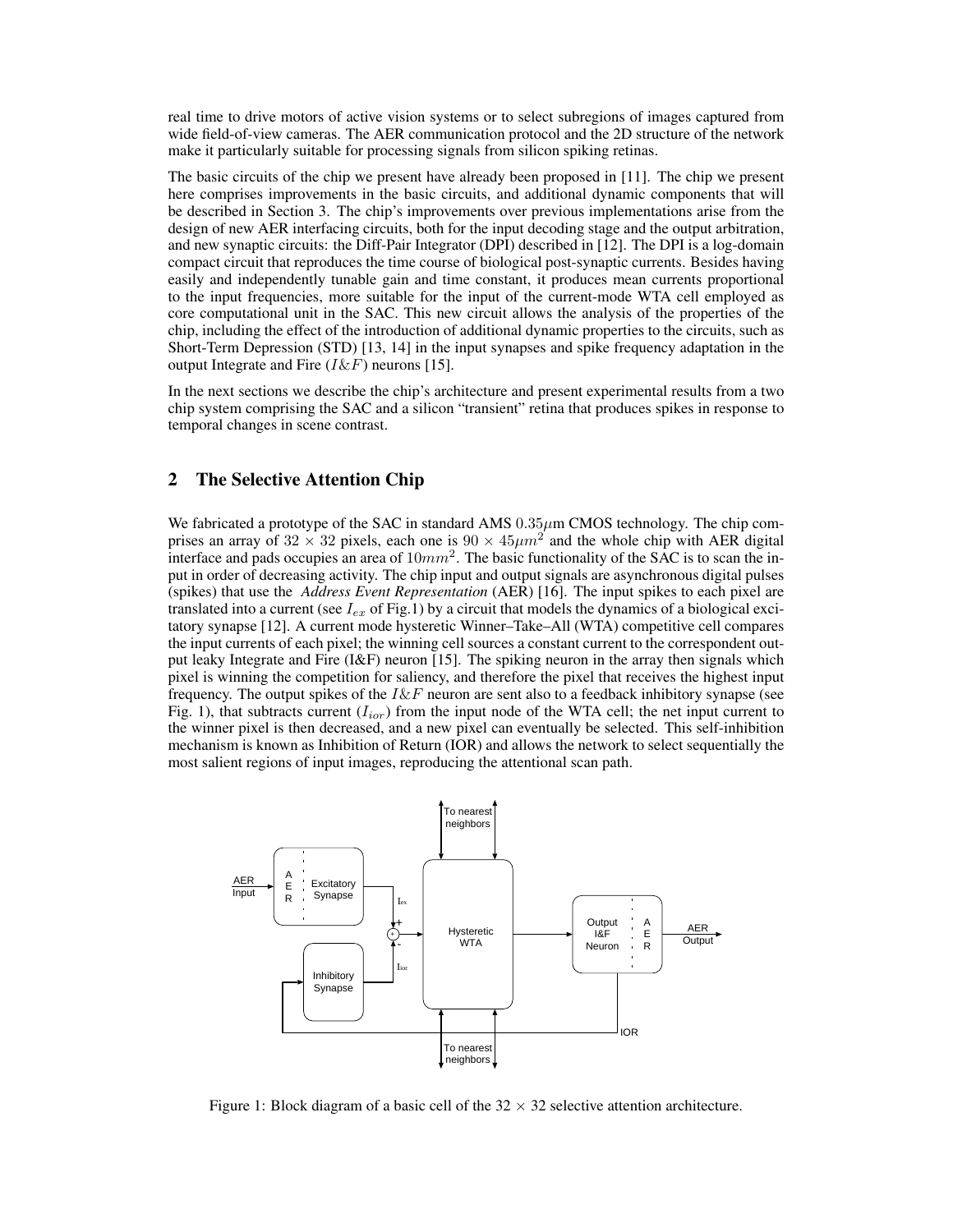real time to drive motors of active vision systems or to select subregions of images captured from wide field-of-view cameras. The AER communication protocol and the 2D structure of the network make it particularly suitable for processing signals from silicon spiking retinas.

The basic circuits of the chip we present have already been proposed in [11]. The chip we present here comprises improvements in the basic circuits, and additional dynamic components that will be described in Section 3. The chip's improvements over previous implementations arise from the design of new AER interfacing circuits, both for the input decoding stage and the output arbitration, and new synaptic circuits: the Diff-Pair Integrator (DPI) described in [12]. The DPI is a log-domain compact circuit that reproduces the time course of biological post-synaptic currents. Besides having easily and independently tunable gain and time constant, it produces mean currents proportional to the input frequencies, more suitable for the input of the current-mode WTA cell employed as core computational unit in the SAC. This new circuit allows the analysis of the properties of the chip, including the effect of the introduction of additional dynamic properties to the circuits, such as Short-Term Depression (STD) [13, 14] in the input synapses and spike frequency adaptation in the output Integrate and Fire ($I\&F$) neurons [15].

In the next sections we describe the chip's architecture and present experimental results from a two chip system comprising the SAC and a silicon "transient" retina that produces spikes in response to temporal changes in scene contrast.

## 2 The Selective Attention Chip

We fabricated a prototype of the SAC in standard AMS $0.35\mu$m CMOS technology. The chip comprises an array of $32 \times 32$ pixels, each one is $90 \times 45\mu m^2$ and the whole chip with AER digital interface and pads occupies an area of $10mm^2$. The basic functionality of the SAC is to scan the input in order of decreasing activity. The chip input and output signals are asynchronous digital pulses (spikes) that use the *Address Event Representation* (AER) [16]. The input spikes to each pixel are translated into a current (see $I_{ex}$ of Fig.1) by a circuit that models the dynamics of a biological excitatory synapse [12]. A current mode hysteretic Winner–Take–All (WTA) competitive cell compares the input currents of each pixel; the winning cell sources a constant current to the correspondent output leaky Integrate and Fire (I&F) neuron [15]. The spiking neuron in the array then signals which pixel is winning the competition for saliency, and therefore the pixel that receives the highest input frequency. The output spikes of the $I\&F$ neuron are sent also to a feedback inhibitory synapse (see Fig. 1), that subtracts current ($I_{ior}$) from the input node of the WTA cell; the net input current to the winner pixel is then decreased, and a new pixel can eventually be selected. This self-inhibition mechanism is known as Inhibition of Return (IOR) and allows the network to select sequentially the most salient regions of input images, reproducing the attentional scan path.

Figure 1: Block diagram of a basic cell of the $32 \times 32$ selective attention architecture.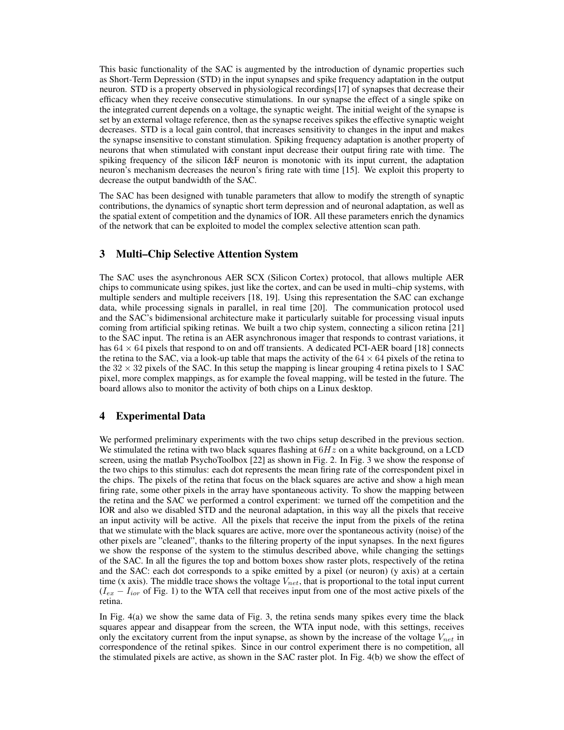This basic functionality of the SAC is augmented by the introduction of dynamic properties such as Short-Term Depression (STD) in the input synapses and spike frequency adaptation in the output neuron. STD is a property observed in physiological recordings[17] of synapses that decrease their efficacy when they receive consecutive stimulations. In our synapse the effect of a single spike on the integrated current depends on a voltage, the synaptic weight. The initial weight of the synapse is set by an external voltage reference, then as the synapse receives spikes the effective synaptic weight decreases. STD is a local gain control, that increases sensitivity to changes in the input and makes the synapse insensitive to constant stimulation. Spiking frequency adaptation is another property of neurons that when stimulated with constant input decrease their output firing rate with time. The spiking frequency of the silicon I&F neuron is monotonic with its input current, the adaptation neuron's mechanism decreases the neuron's firing rate with time [15]. We exploit this property to decrease the output bandwidth of the SAC.

The SAC has been designed with tunable parameters that allow to modify the strength of synaptic contributions, the dynamics of synaptic short term depression and of neuronal adaptation, as well as the spatial extent of competition and the dynamics of IOR. All these parameters enrich the dynamics of the network that can be exploited to model the complex selective attention scan path.

## 3 Multi–Chip Selective Attention System

The SAC uses the asynchronous AER SCX (Silicon Cortex) protocol, that allows multiple AER chips to communicate using spikes, just like the cortex, and can be used in multi–chip systems, with multiple senders and multiple receivers [18, 19]. Using this representation the SAC can exchange data, while processing signals in parallel, in real time [20]. The communication protocol used and the SAC's bidimensional architecture make it particularly suitable for processing visual inputs coming from artificial spiking retinas. We built a two chip system, connecting a silicon retina [21] to the SAC input. The retina is an AER asynchronous imager that responds to contrast variations, it has $64 \times 64$ pixels that respond to on and off transients. A dedicated PCI-AER board [18] connects the retina to the SAC, via a look-up table that maps the activity of the $64 \times 64$ pixels of the retina to the $32 \times 32$ pixels of the SAC. In this setup the mapping is linear grouping 4 retina pixels to 1 SAC pixel, more complex mappings, as for example the foveal mapping, will be tested in the future. The board allows also to monitor the activity of both chips on a Linux desktop.

## 4 Experimental Data

We performed preliminary experiments with the two chips setup described in the previous section. We stimulated the retina with two black squares flashing at $6Hz$ on a white background, on a LCD screen, using the matlab PsychoToolbox [22] as shown in Fig. 2. In Fig. 3 we show the response of the two chips to this stimulus: each dot represents the mean firing rate of the correspondent pixel in the chips. The pixels of the retina that focus on the black squares are active and show a high mean firing rate, some other pixels in the array have spontaneous activity. To show the mapping between the retina and the SAC we performed a control experiment: we turned off the competition and the IOR and also we disabled STD and the neuronal adaptation, in this way all the pixels that receive an input activity will be active. All the pixels that receive the input from the pixels of the retina that we stimulate with the black squares are active, more over the spontaneous activity (noise) of the other pixels are "cleaned", thanks to the filtering property of the input synapses. In the next figures we show the response of the system to the stimulus described above, while changing the settings of the SAC. In all the figures the top and bottom boxes show raster plots, respectively of the retina and the SAC: each dot corresponds to a spike emitted by a pixel (or neuron) (y axis) at a certain time (x axis). The middle trace shows the voltage $V_{net}$, that is proportional to the total input current ($I_{ex} - I_{ior}$ of Fig. 1) to the WTA cell that receives input from one of the most active pixels of the retina.

In Fig. 4(a) we show the same data of Fig. 3, the retina sends many spikes every time the black squares appear and disappear from the screen, the WTA input node, with this settings, receives only the excitatory current from the input synapse, as shown by the increase of the voltage $V_{net}$ in correspondence of the retinal spikes. Since in our control experiment there is no competition, all the stimulated pixels are active, as shown in the SAC raster plot. In Fig. 4(b) we show the effect of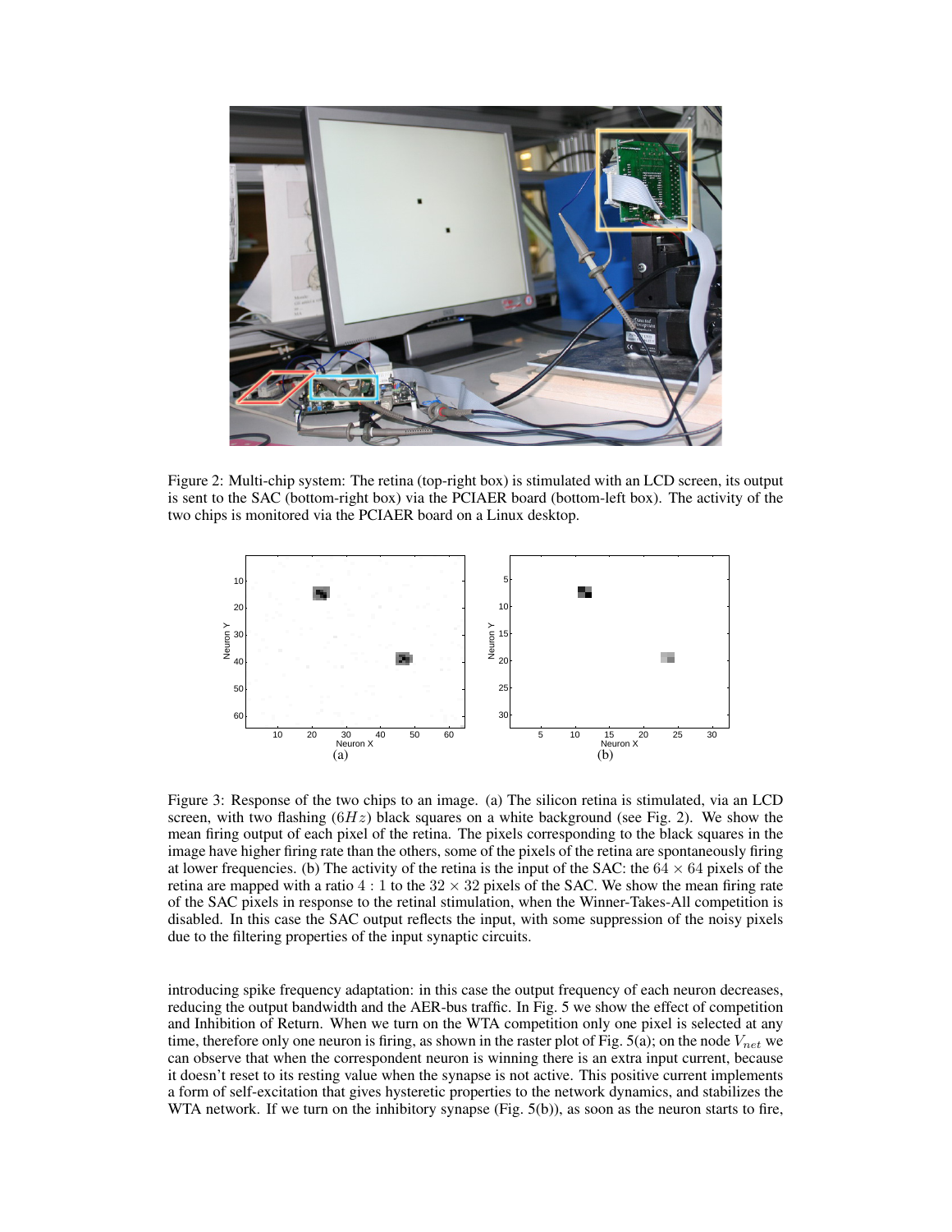Figure 2: Multi-chip system: The retina (top-right box) is stimulated with an LCD screen, its output is sent to the SAC (bottom-right box) via the PCIAER board (bottom-left box). The activity of the two chips is monitored via the PCIAER board on a Linux desktop.

Figure 3: Response of the two chips to an image. (a) The silicon retina is stimulated, via an LCD screen, with two flashing ($6Hz$) black squares on a white background (see Fig. 2). We show the mean firing output of each pixel of the retina. The pixels corresponding to the black squares in the image have higher firing rate than the others, some of the pixels of the retina are spontaneously firing at lower frequencies. (b) The activity of the retina is the input of the SAC: the $64 \times 64$ pixels of the retina are mapped with a ratio $4 : 1$ to the $32 \times 32$ pixels of the SAC. We show the mean firing rate of the SAC pixels in response to the retinal stimulation, when the Winner-Takes-All competition is disabled. In this case the SAC output reflects the input, with some suppression of the noisy pixels due to the filtering properties of the input synaptic circuits.

introducing spike frequency adaptation: in this case the output frequency of each neuron decreases, reducing the output bandwidth and the AER-bus traffic. In Fig. 5 we show the effect of competition and Inhibition of Return. When we turn on the WTA competition only one pixel is selected at any time, therefore only one neuron is firing, as shown in the raster plot of Fig. 5(a); on the node $V_{net}$ we can observe that when the correspondent neuron is winning there is an extra input current, because it doesn't reset to its resting value when the synapse is not active. This positive current implements a form of self-excitation that gives hysteretic properties to the network dynamics, and stabilizes the WTA network. If we turn on the inhibitory synapse (Fig. 5(b)), as soon as the neuron starts to fire,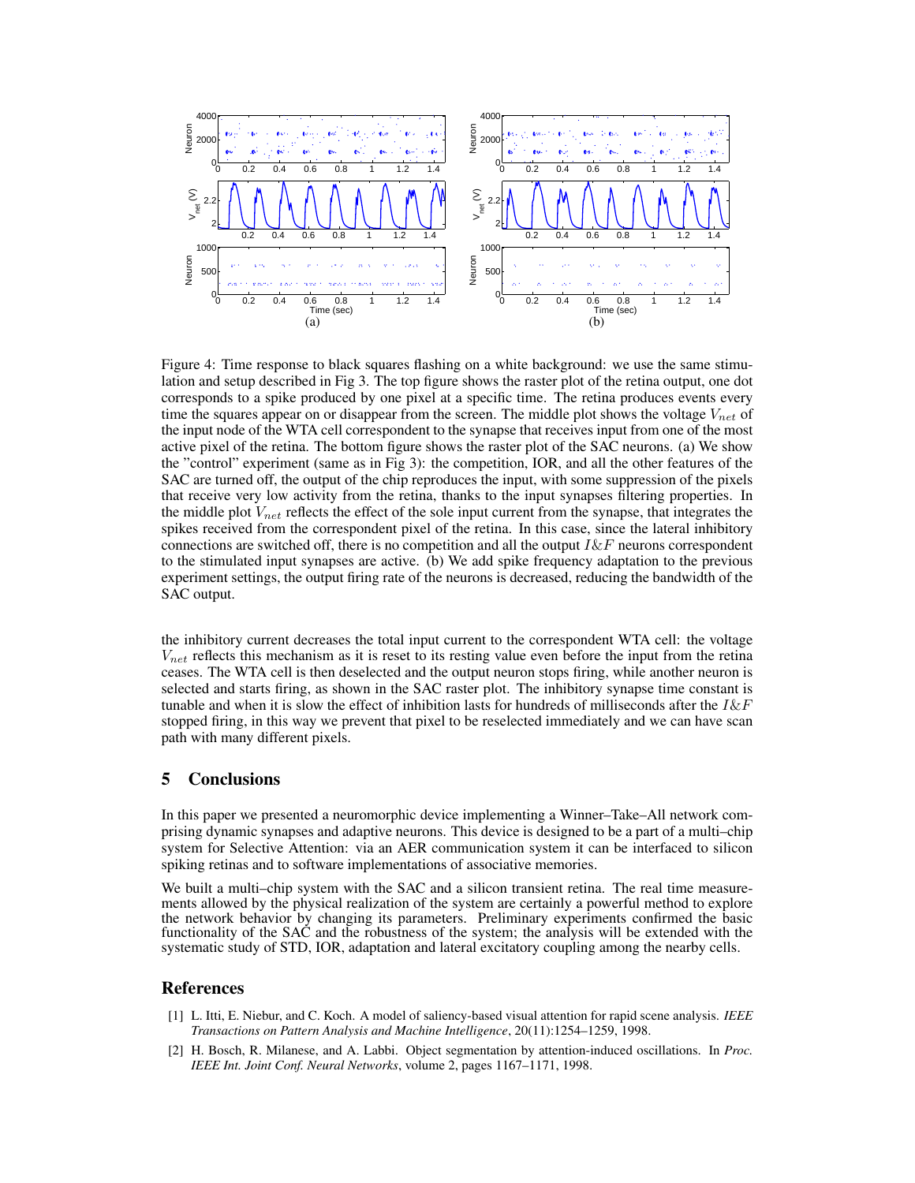Figure 4: Time response to black squares flashing on a white background: we use the same stimulation and setup described in Fig 3. The top figure shows the raster plot of the retina output, one dot corresponds to a spike produced by one pixel at a specific time. The retina produces events every time the squares appear on or disappear from the screen. The middle plot shows the voltage $V_{net}$ of the input node of the WTA cell correspondent to the synapse that receives input from one of the most active pixel of the retina. The bottom figure shows the raster plot of the SAC neurons. (a) We show the "control" experiment (same as in Fig 3): the competition, IOR, and all the other features of the SAC are turned off, the output of the chip reproduces the input, with some suppression of the pixels that receive very low activity from the retina, thanks to the input synapses filtering properties. In the middle plot $V_{net}$ reflects the effect of the sole input current from the synapse, that integrates the spikes received from the correspondent pixel of the retina. In this case, since the lateral inhibitory connections are switched off, there is no competition and all the output $I\&F$ neurons correspondent to the stimulated input synapses are active. (b) We add spike frequency adaptation to the previous experiment settings, the output firing rate of the neurons is decreased, reducing the bandwidth of the SAC output.

the inhibitory current decreases the total input current to the correspondent WTA cell: the voltage $V_{net}$ reflects this mechanism as it is reset to its resting value even before the input from the retina ceases. The WTA cell is then deselected and the output neuron stops firing, while another neuron is selected and starts firing, as shown in the SAC raster plot. The inhibitory synapse time constant is tunable and when it is slow the effect of inhibition lasts for hundreds of milliseconds after the $I\&F$ stopped firing, in this way we prevent that pixel to be reselected immediately and we can have scan path with many different pixels.

## 5 Conclusions

In this paper we presented a neuromorphic device implementing a Winner–Take–All network comprising dynamic synapses and adaptive neurons. This device is designed to be a part of a multi–chip system for Selective Attention: via an AER communication system it can be interfaced to silicon spiking retinas and to software implementations of associative memories.

We built a multi–chip system with the SAC and a silicon transient retina. The real time measurements allowed by the physical realization of the system are certainly a powerful method to explore the network behavior by changing its parameters. Preliminary experiments confirmed the basic functionality of the SAC and the robustness of the system; the analysis will be extended with the systematic study of STD, IOR, adaptation and lateral excitatory coupling among the nearby cells.

## References

[1] L. Itti, E. Niebur, and C. Koch. A model of saliency-based visual attention for rapid scene analysis. *IEEE Transactions on Pattern Analysis and Machine Intelligence*, 20(11):1254–1259, 1998.

[2] H. Bosch, R. Milanese, and A. Labbi. Object segmentation by attention-induced oscillations. In *Proc. IEEE Int. Joint Conf. Neural Networks*, volume 2, pages 1167–1171, 1998.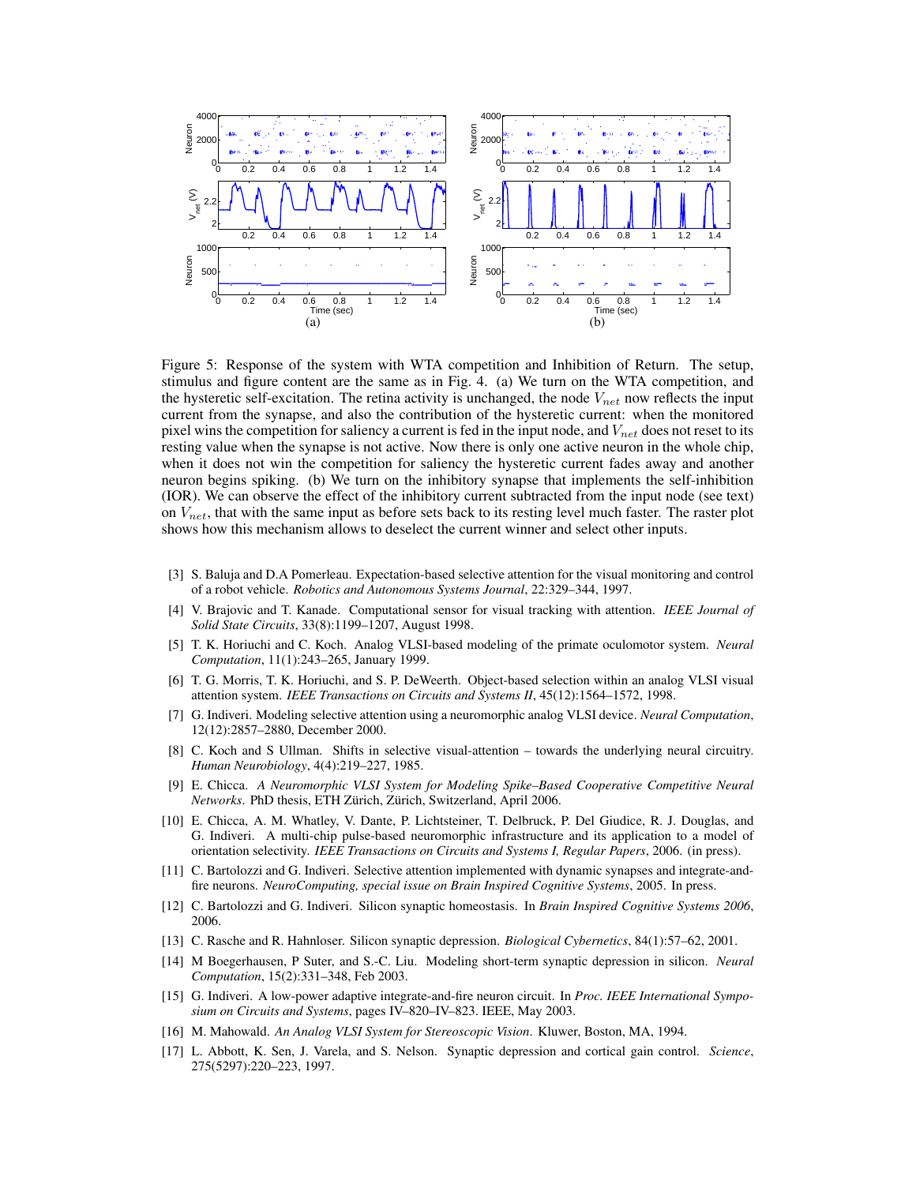Figure 5: Response of the system with WTA competition and Inhibition of Return. The setup, stimulus and figure content are the same as in Fig. 4. (a) We turn on the WTA competition, and the hysteretic self-excitation. The retina activity is unchanged, the node $V_{net}$ now reflects the input current from the synapse, and also the contribution of the hysteretic current: when the monitored pixel wins the competition for saliency a current is fed in the input node, and $V_{net}$ does not reset to its resting value when the synapse is not active. Now there is only one active neuron in the whole chip, when it does not win the competition for saliency the hysteretic current fades away and another neuron begins spiking. (b) We turn on the inhibitory synapse that implements the self-inhibition (IOR). We can observe the effect of the inhibitory current subtracted from the input node (see text) on $V_{net}$, that with the same input as before sets back to its resting level much faster. The raster plot shows how this mechanism allows to deselect the current winner and select other inputs.

[3] S. Baluja and D.A Pomerleau. Expectation-based selective attention for the visual monitoring and control of a robot vehicle. *Robotics and Autonomous Systems Journal*, 22:329–344, 1997.

[4] V. Brajovic and T. Kanade. Computational sensor for visual tracking with attention. *IEEE Journal of Solid State Circuits*, 33(8):1199–1207, August 1998.

[5] T. K. Horiuchi and C. Koch. Analog VLSI-based modeling of the primate oculomotor system. *Neural Computation*, 11(1):243–265, January 1999.

[6] T. G. Morris, T. K. Horiuchi, and S. P. DeWeerth. Object-based selection within an analog VLSI visual attention system. *IEEE Transactions on Circuits and Systems II*, 45(12):1564–1572, 1998.

[7] G. Indiveri. Modeling selective attention using a neuromorphic analog VLSI device. *Neural Computation*, 12(12):2857–2880, December 2000.

[8] C. Koch and S Ullman. Shifts in selective visual-attention – towards the underlying neural circuitry. *Human Neurobiology*, 4(4):219–227, 1985.

[9] E. Chicca. *A Neuromorphic VLSI System for Modeling Spike–Based Cooperative Competitive Neural Networks*. PhD thesis, ETH Zürich, Zürich, Switzerland, April 2006.

[10] E. Chicca, A. M. Whatley, V. Dante, P. Lichtsteiner, T. Delbruck, P. Del Giudice, R. J. Douglas, and G. Indiveri. A multi-chip pulse-based neuromorphic infrastructure and its application to a model of orientation selectivity. *IEEE Transactions on Circuits and Systems I, Regular Papers*, 2006. (in press).

[11] C. Bartolozzi and G. Indiveri. Selective attention implemented with dynamic synapses and integrate-and-fire neurons. *NeuroComputing, special issue on Brain Inspired Cognitive Systems*, 2005. In press.

[12] C. Bartolozzi and G. Indiveri. Silicon synaptic homeostasis. In *Brain Inspired Cognitive Systems 2006*, 2006.

[13] C. Rasche and R. Hahnloser. Silicon synaptic depression. *Biological Cybernetics*, 84(1):57–62, 2001.

[14] M Boegerhausen, P Suter, and S.-C. Liu. Modeling short-term synaptic depression in silicon. *Neural Computation*, 15(2):331–348, Feb 2003.

[15] G. Indiveri. A low-power adaptive integrate-and-fire neuron circuit. In *Proc. IEEE International Symposium on Circuits and Systems*, pages IV–820–IV–823. IEEE, May 2003.

[16] M. Mahowald. *An Analog VLSI System for Stereoscopic Vision*. Kluwer, Boston, MA, 1994.

[17] L. Abbott, K. Sen, J. Varela, and S. Nelson. Synaptic depression and cortical gain control. *Science*, 275(5297):220–223, 1997.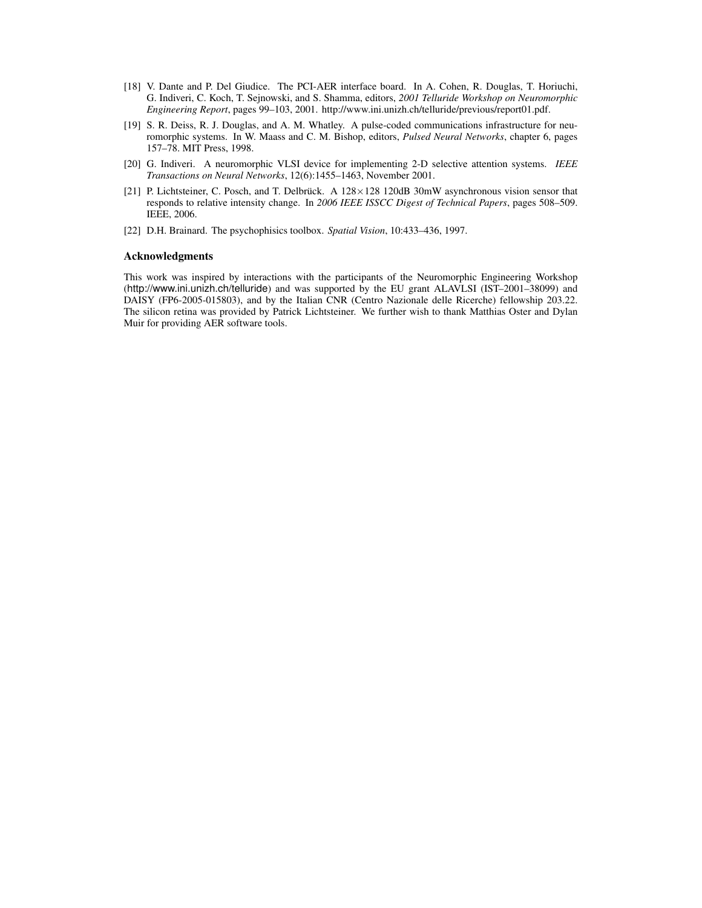[18] V. Dante and P. Del Giudice. The PCI-AER interface board. In A. Cohen, R. Douglas, T. Horiuchi, G. Indiveri, C. Koch, T. Sejnowski, and S. Shamma, editors, *2001 Telluride Workshop on Neuromorphic Engineering Report*, pages 99–103, 2001. http://www.ini.unizh.ch/telluride/previous/report01.pdf.

[19] S. R. Deiss, R. J. Douglas, and A. M. Whatley. A pulse-coded communications infrastructure for neuromorphic systems. In W. Maass and C. M. Bishop, editors, *Pulsed Neural Networks*, chapter 6, pages 157–78. MIT Press, 1998.

[20] G. Indiveri. A neuromorphic VLSI device for implementing 2-D selective attention systems. *IEEE Transactions on Neural Networks*, 12(6):1455–1463, November 2001.

[21] P. Lichtsteiner, C. Posch, and T. Delbrück. A $128 \times 128$ 120dB 30mW asynchronous vision sensor that responds to relative intensity change. In *2006 IEEE ISSCC Digest of Technical Papers*, pages 508–509. IEEE, 2006.

[22] D.H. Brainard. The psychophisics toolbox. *Spatial Vision*, 10:433–436, 1997.

### Acknowledgments

This work was inspired by interactions with the participants of the Neuromorphic Engineering Workshop (http://www.ini.unizh.ch/telluride) and was supported by the EU grant ALAVLSI (IST–2001–38099) and DAISY (FP6-2005-015803), and by the Italian CNR (Centro Nazionale delle Ricerche) fellowship 203.22. The silicon retina was provided by Patrick Lichtsteiner. We further wish to thank Matthias Oster and Dylan Muir for providing AER software tools.